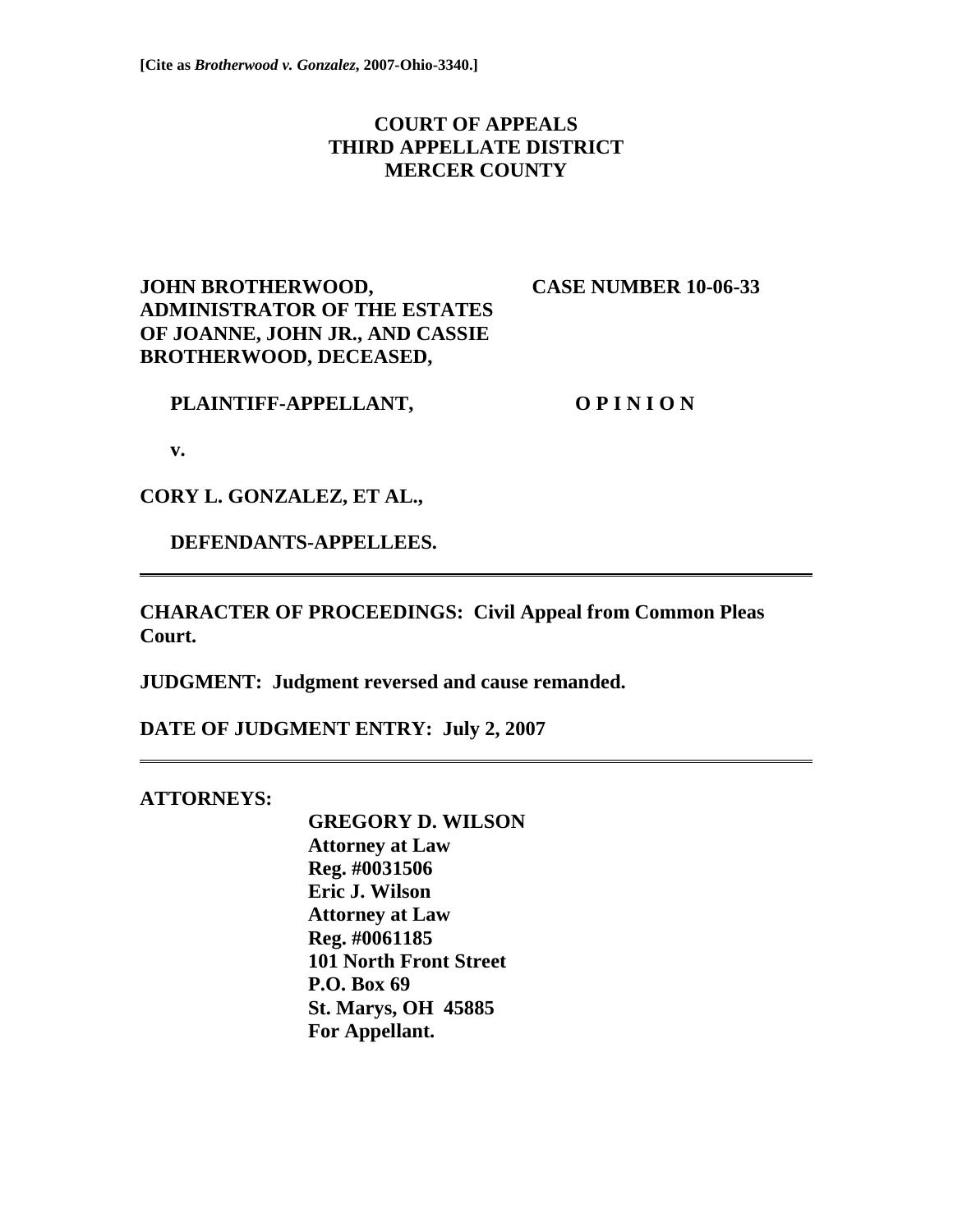**[Cite as *Brotherwood v. Gonzalez*, 2007-Ohio-3340.]**

**COURT OF APPEALS**
**THIRD APPELLATE DISTRICT**
**MERCER COUNTY**

**JOHN BROTHERWOOD, ADMINISTRATOR OF THE ESTATES OF JOANNE, JOHN JR., AND CASSIE BROTHERWOOD, DECEASED,** **CASE NUMBER 10-06-33**

**PLAINTIFF-APPELLANT,** **O P I N I O N**

**v.**

**CORY L. GONZALEZ, ET AL.,**

**DEFENDANTS-APPELLEES.**

---

**CHARACTER OF PROCEEDINGS: Civil Appeal from Common Pleas Court.**

**JUDGMENT: Judgment reversed and cause remanded.**

**DATE OF JUDGMENT ENTRY: July 2, 2007**

---

**ATTORNEYS:**

**GREGORY D. WILSON**
**Attorney at Law**
**Reg. #0031506**
**Eric J. Wilson**
**Attorney at Law**
**Reg. #0061185**
**101 North Front Street**
**P.O. Box 69**
**St. Marys, OH 45885**
**For Appellant.**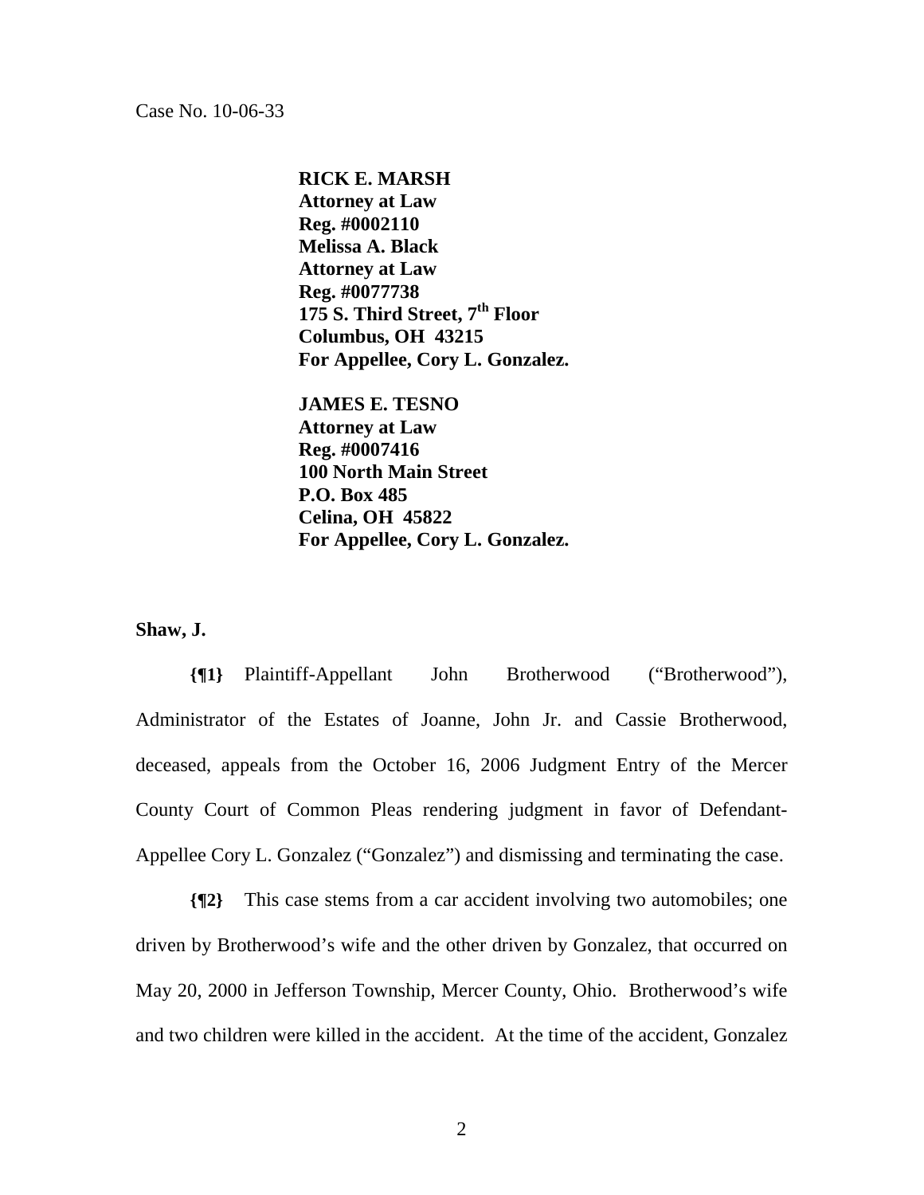Case No. 10-06-33

**RICK E. MARSH**
**Attorney at Law**
**Reg. #0002110**
**Melissa A. Black**
**Attorney at Law**
**Reg. #0077738**
**175 S. Third Street, 7th Floor**
**Columbus, OH 43215**
**For Appellee, Cory L. Gonzalez.**

**JAMES E. TESNO**
**Attorney at Law**
**Reg. #0007416**
**100 North Main Street**
**P.O. Box 485**
**Celina, OH 45822**
**For Appellee, Cory L. Gonzalez.**

**Shaw, J.**

**{¶1}** Plaintiff-Appellant John Brotherwood ("Brotherwood"), Administrator of the Estates of Joanne, John Jr. and Cassie Brotherwood, deceased, appeals from the October 16, 2006 Judgment Entry of the Mercer County Court of Common Pleas rendering judgment in favor of Defendant-Appellee Cory L. Gonzalez ("Gonzalez") and dismissing and terminating the case.

**{¶2}** This case stems from a car accident involving two automobiles; one driven by Brotherwood's wife and the other driven by Gonzalez, that occurred on May 20, 2000 in Jefferson Township, Mercer County, Ohio. Brotherwood's wife and two children were killed in the accident. At the time of the accident, Gonzalez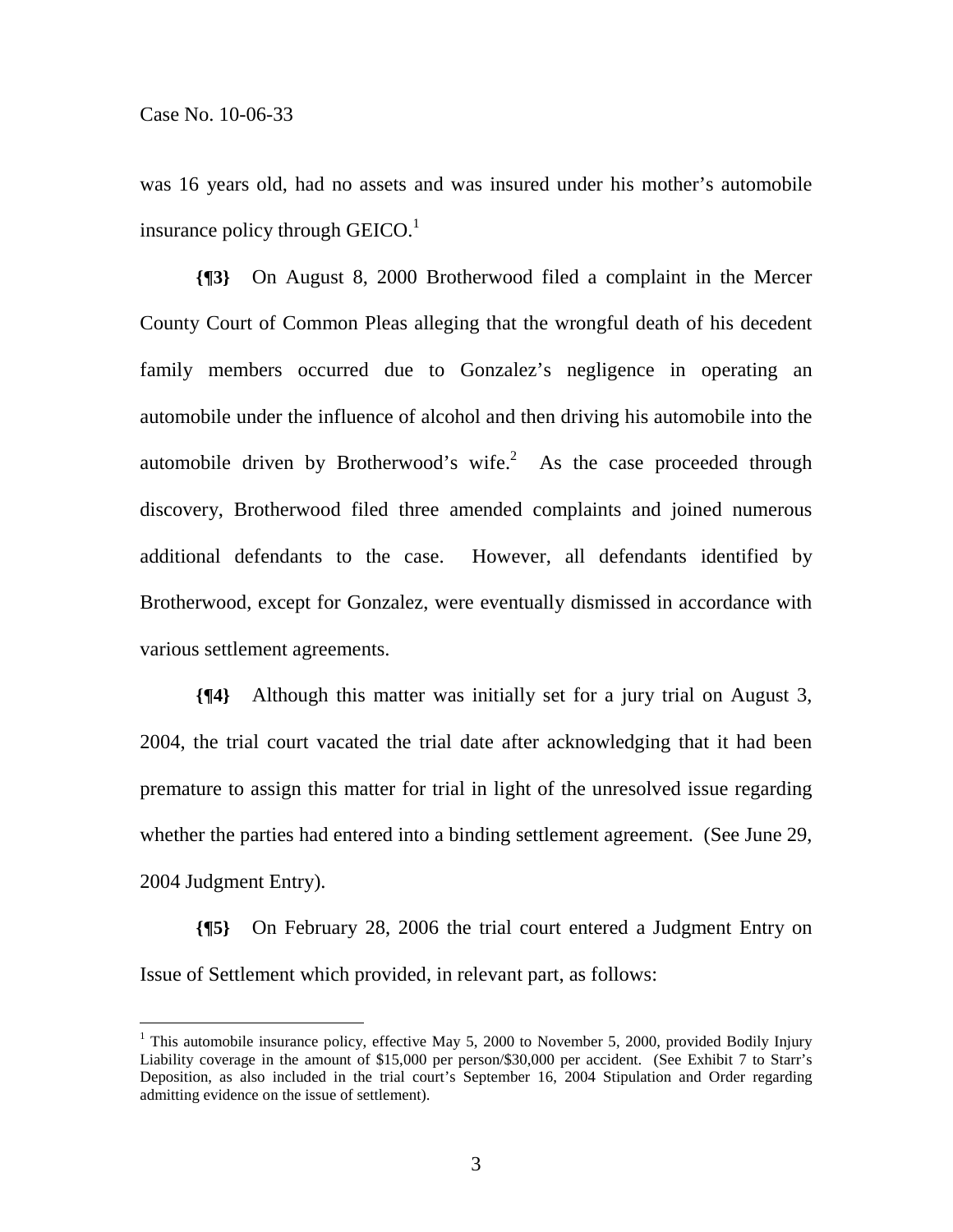was 16 years old, had no assets and was insured under his mother's automobile insurance policy through GEICO.[1]

**{¶3}** On August 8, 2000 Brotherwood filed a complaint in the Mercer County Court of Common Pleas alleging that the wrongful death of his decedent family members occurred due to Gonzalez's negligence in operating an automobile under the influence of alcohol and then driving his automobile into the automobile driven by Brotherwood's wife.[2] As the case proceeded through discovery, Brotherwood filed three amended complaints and joined numerous additional defendants to the case. However, all defendants identified by Brotherwood, except for Gonzalez, were eventually dismissed in accordance with various settlement agreements.

**{¶4}** Although this matter was initially set for a jury trial on August 3, 2004, the trial court vacated the trial date after acknowledging that it had been premature to assign this matter for trial in light of the unresolved issue regarding whether the parties had entered into a binding settlement agreement. (See June 29, 2004 Judgment Entry).

**{¶5}** On February 28, 2006 the trial court entered a Judgment Entry on Issue of Settlement which provided, in relevant part, as follows:

---

[1] This automobile insurance policy, effective May 5, 2000 to November 5, 2000, provided Bodily Injury Liability coverage in the amount of $15,000 per person/$30,000 per accident. (See Exhibit 7 to Starr's Deposition, as also included in the trial court's September 16, 2004 Stipulation and Order regarding admitting evidence on the issue of settlement).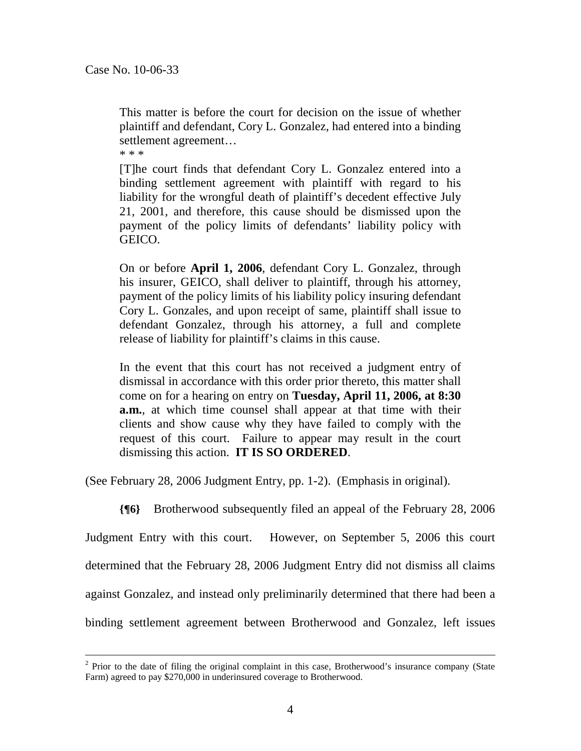> This matter is before the court for decision on the issue of whether plaintiff and defendant, Cory L. Gonzalez, had entered into a binding settlement agreement…
>
> * * *
>
> [T]he court finds that defendant Cory L. Gonzalez entered into a binding settlement agreement with plaintiff with regard to his liability for the wrongful death of plaintiff's decedent effective July 21, 2001, and therefore, this cause should be dismissed upon the payment of the policy limits of defendants' liability policy with GEICO.
>
> On or before **April 1, 2006**, defendant Cory L. Gonzalez, through his insurer, GEICO, shall deliver to plaintiff, through his attorney, payment of the policy limits of his liability policy insuring defendant Cory L. Gonzales, and upon receipt of same, plaintiff shall issue to defendant Gonzalez, through his attorney, a full and complete release of liability for plaintiff's claims in this cause.
>
> In the event that this court has not received a judgment entry of dismissal in accordance with this order prior thereto, this matter shall come on for a hearing on entry on **Tuesday, April 11, 2006, at 8:30 a.m.**, at which time counsel shall appear at that time with their clients and show cause why they have failed to comply with the request of this court. Failure to appear may result in the court dismissing this action. **IT IS SO ORDERED**.

(See February 28, 2006 Judgment Entry, pp. 1-2). (Emphasis in original).

**{¶6}** Brotherwood subsequently filed an appeal of the February 28, 2006 Judgment Entry with this court. However, on September 5, 2006 this court determined that the February 28, 2006 Judgment Entry did not dismiss all claims against Gonzalez, and instead only preliminarily determined that there had been a binding settlement agreement between Brotherwood and Gonzalez, left issues

---

[2] Prior to the date of filing the original complaint in this case, Brotherwood's insurance company (State Farm) agreed to pay $270,000 in underinsured coverage to Brotherwood.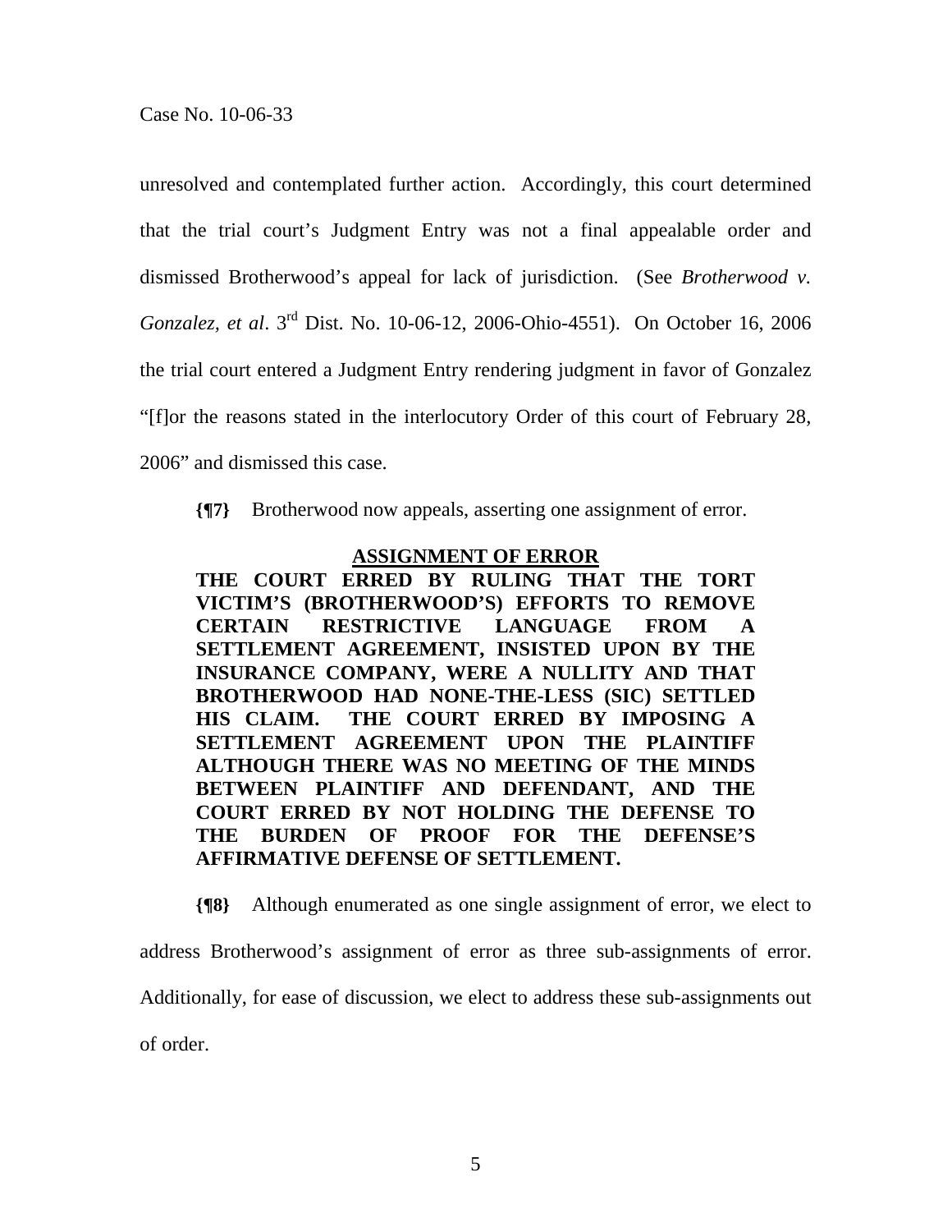unresolved and contemplated further action. Accordingly, this court determined that the trial court's Judgment Entry was not a final appealable order and dismissed Brotherwood's appeal for lack of jurisdiction. (See *Brotherwood v. Gonzalez, et al*. 3rd Dist. No. 10-06-12, 2006-Ohio-4551). On October 16, 2006 the trial court entered a Judgment Entry rendering judgment in favor of Gonzalez "[f]or the reasons stated in the interlocutory Order of this court of February 28, 2006" and dismissed this case.

**{¶7}** Brotherwood now appeals, asserting one assignment of error.

**ASSIGNMENT OF ERROR**

**THE COURT ERRED BY RULING THAT THE TORT VICTIM'S (BROTHERWOOD'S) EFFORTS TO REMOVE CERTAIN RESTRICTIVE LANGUAGE FROM A SETTLEMENT AGREEMENT, INSISTED UPON BY THE INSURANCE COMPANY, WERE A NULLITY AND THAT BROTHERWOOD HAD NONE-THE-LESS (SIC) SETTLED HIS CLAIM. THE COURT ERRED BY IMPOSING A SETTLEMENT AGREEMENT UPON THE PLAINTIFF ALTHOUGH THERE WAS NO MEETING OF THE MINDS BETWEEN PLAINTIFF AND DEFENDANT, AND THE COURT ERRED BY NOT HOLDING THE DEFENSE TO THE BURDEN OF PROOF FOR THE DEFENSE'S AFFIRMATIVE DEFENSE OF SETTLEMENT.**

**{¶8}** Although enumerated as one single assignment of error, we elect to address Brotherwood's assignment of error as three sub-assignments of error. Additionally, for ease of discussion, we elect to address these sub-assignments out of order.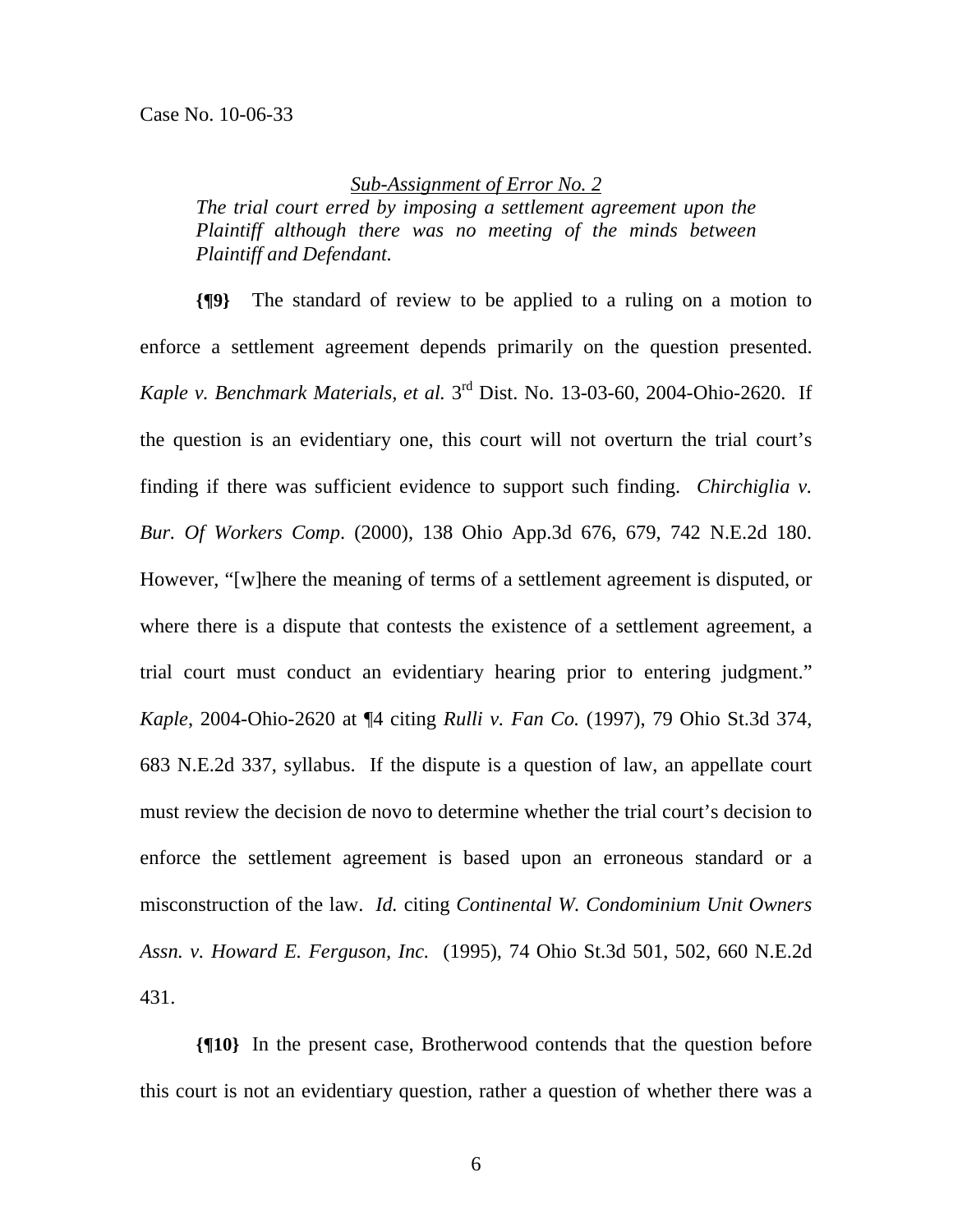*Sub-Assignment of Error No. 2*

*The trial court erred by imposing a settlement agreement upon the Plaintiff although there was no meeting of the minds between Plaintiff and Defendant.*

**{¶9}** The standard of review to be applied to a ruling on a motion to enforce a settlement agreement depends primarily on the question presented. *Kaple v. Benchmark Materials, et al.* 3rd Dist. No. 13-03-60, 2004-Ohio-2620. If the question is an evidentiary one, this court will not overturn the trial court's finding if there was sufficient evidence to support such finding. *Chirchiglia v. Bur. Of Workers Comp*. (2000), 138 Ohio App.3d 676, 679, 742 N.E.2d 180. However, "[w]here the meaning of terms of a settlement agreement is disputed, or where there is a dispute that contests the existence of a settlement agreement, a trial court must conduct an evidentiary hearing prior to entering judgment." *Kaple*, 2004-Ohio-2620 at ¶4 citing *Rulli v. Fan Co.* (1997), 79 Ohio St.3d 374, 683 N.E.2d 337, syllabus. If the dispute is a question of law, an appellate court must review the decision de novo to determine whether the trial court's decision to enforce the settlement agreement is based upon an erroneous standard or a misconstruction of the law. *Id.* citing *Continental W. Condominium Unit Owners Assn. v. Howard E. Ferguson, Inc.* (1995), 74 Ohio St.3d 501, 502, 660 N.E.2d 431.

**{¶10}** In the present case, Brotherwood contends that the question before this court is not an evidentiary question, rather a question of whether there was a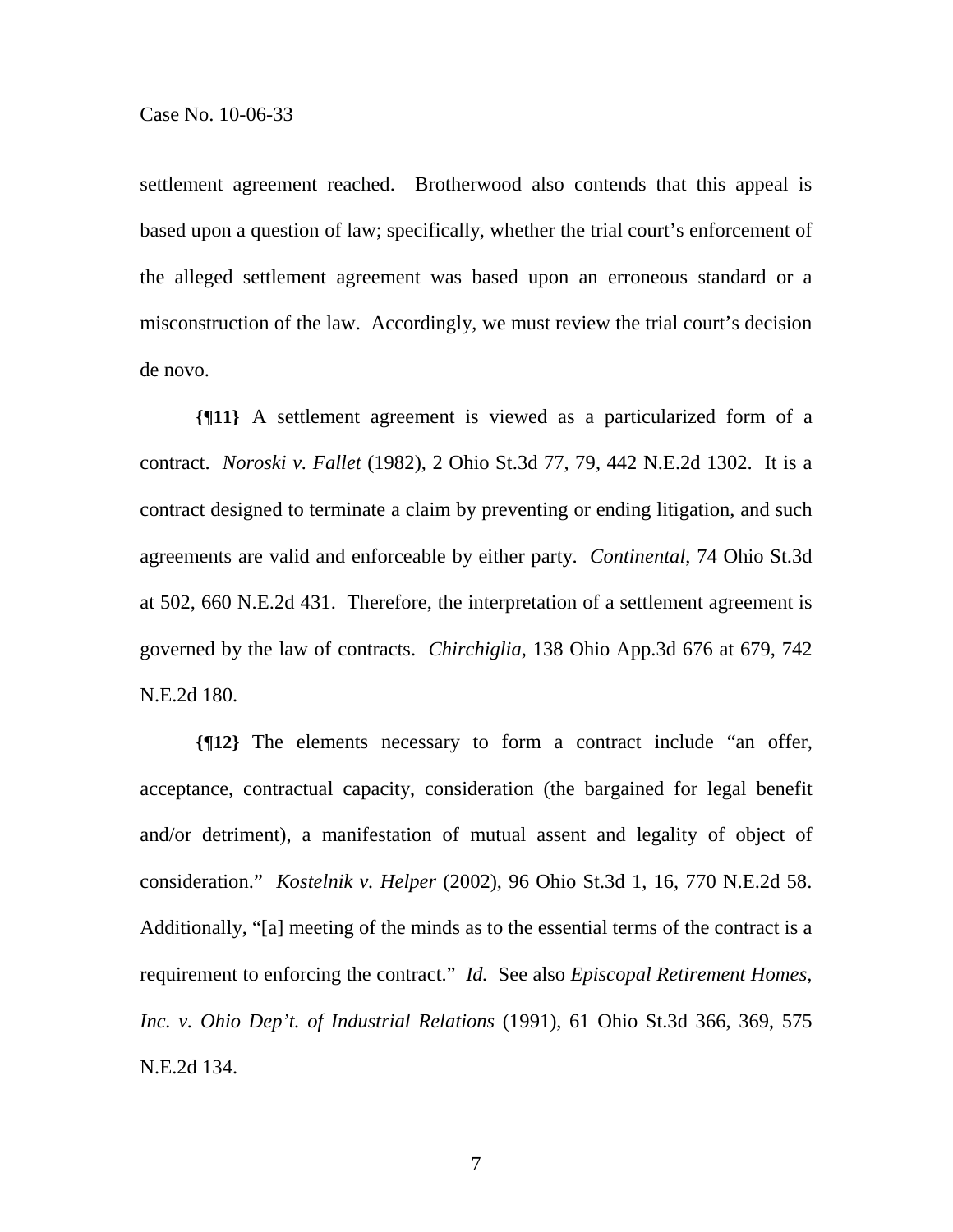settlement agreement reached. Brotherwood also contends that this appeal is based upon a question of law; specifically, whether the trial court's enforcement of the alleged settlement agreement was based upon an erroneous standard or a misconstruction of the law. Accordingly, we must review the trial court's decision de novo.

**{¶11}** A settlement agreement is viewed as a particularized form of a contract. *Noroski v. Fallet* (1982), 2 Ohio St.3d 77, 79, 442 N.E.2d 1302. It is a contract designed to terminate a claim by preventing or ending litigation, and such agreements are valid and enforceable by either party. *Continental*, 74 Ohio St.3d at 502, 660 N.E.2d 431. Therefore, the interpretation of a settlement agreement is governed by the law of contracts. *Chirchiglia*, 138 Ohio App.3d 676 at 679, 742 N.E.2d 180.

**{¶12}** The elements necessary to form a contract include "an offer, acceptance, contractual capacity, consideration (the bargained for legal benefit and/or detriment), a manifestation of mutual assent and legality of object of consideration." *Kostelnik v. Helper* (2002), 96 Ohio St.3d 1, 16, 770 N.E.2d 58. Additionally, "[a] meeting of the minds as to the essential terms of the contract is a requirement to enforcing the contract." *Id.* See also *Episcopal Retirement Homes, Inc. v. Ohio Dep't. of Industrial Relations* (1991), 61 Ohio St.3d 366, 369, 575 N.E.2d 134.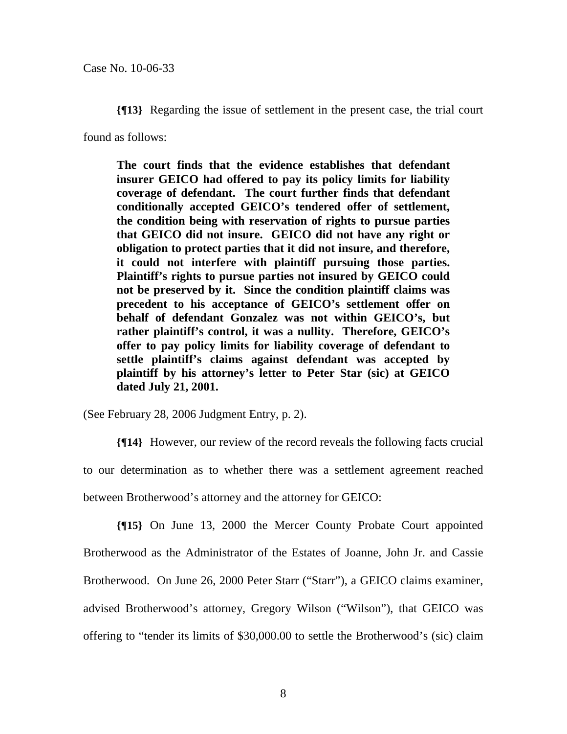**{¶13}** Regarding the issue of settlement in the present case, the trial court found as follows:

> **The court finds that the evidence establishes that defendant insurer GEICO had offered to pay its policy limits for liability coverage of defendant. The court further finds that defendant conditionally accepted GEICO's tendered offer of settlement, the condition being with reservation of rights to pursue parties that GEICO did not insure. GEICO did not have any right or obligation to protect parties that it did not insure, and therefore, it could not interfere with plaintiff pursuing those parties. Plaintiff's rights to pursue parties not insured by GEICO could not be preserved by it. Since the condition plaintiff claims was precedent to his acceptance of GEICO's settlement offer on behalf of defendant Gonzalez was not within GEICO's, but rather plaintiff's control, it was a nullity. Therefore, GEICO's offer to pay policy limits for liability coverage of defendant to settle plaintiff's claims against defendant was accepted by plaintiff by his attorney's letter to Peter Star (sic) at GEICO dated July 21, 2001.**

(See February 28, 2006 Judgment Entry, p. 2).

**{¶14}** However, our review of the record reveals the following facts crucial to our determination as to whether there was a settlement agreement reached between Brotherwood's attorney and the attorney for GEICO:

**{¶15}** On June 13, 2000 the Mercer County Probate Court appointed Brotherwood as the Administrator of the Estates of Joanne, John Jr. and Cassie Brotherwood. On June 26, 2000 Peter Starr ("Starr"), a GEICO claims examiner, advised Brotherwood's attorney, Gregory Wilson ("Wilson"), that GEICO was offering to "tender its limits of $30,000.00 to settle the Brotherwood's (sic) claim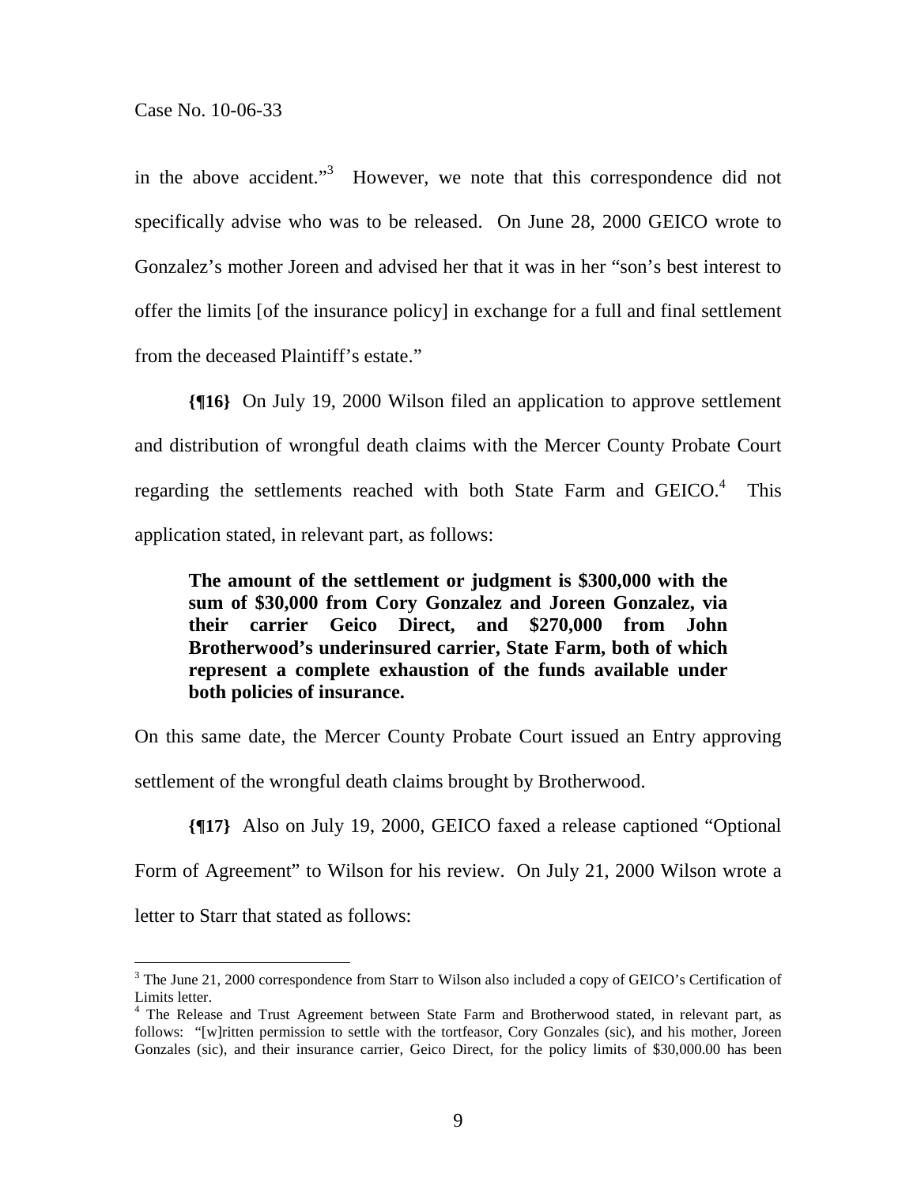in the above accident."[3] However, we note that this correspondence did not specifically advise who was to be released. On June 28, 2000 GEICO wrote to Gonzalez's mother Joreen and advised her that it was in her "son's best interest to offer the limits [of the insurance policy] in exchange for a full and final settlement from the deceased Plaintiff's estate."

**{¶16}** On July 19, 2000 Wilson filed an application to approve settlement and distribution of wrongful death claims with the Mercer County Probate Court regarding the settlements reached with both State Farm and GEICO.[4] This application stated, in relevant part, as follows:

> **The amount of the settlement or judgment is $300,000 with the sum of $30,000 from Cory Gonzalez and Joreen Gonzalez, via their carrier Geico Direct, and $270,000 from John Brotherwood's underinsured carrier, State Farm, both of which represent a complete exhaustion of the funds available under both policies of insurance.**

On this same date, the Mercer County Probate Court issued an Entry approving settlement of the wrongful death claims brought by Brotherwood.

**{¶17}** Also on July 19, 2000, GEICO faxed a release captioned "Optional Form of Agreement" to Wilson for his review. On July 21, 2000 Wilson wrote a letter to Starr that stated as follows:

---

[3] The June 21, 2000 correspondence from Starr to Wilson also included a copy of GEICO's Certification of Limits letter.

[4] The Release and Trust Agreement between State Farm and Brotherwood stated, in relevant part, as follows: "[w]ritten permission to settle with the tortfeasor, Cory Gonzales (sic), and his mother, Joreen Gonzales (sic), and their insurance carrier, Geico Direct, for the policy limits of $30,000.00 has been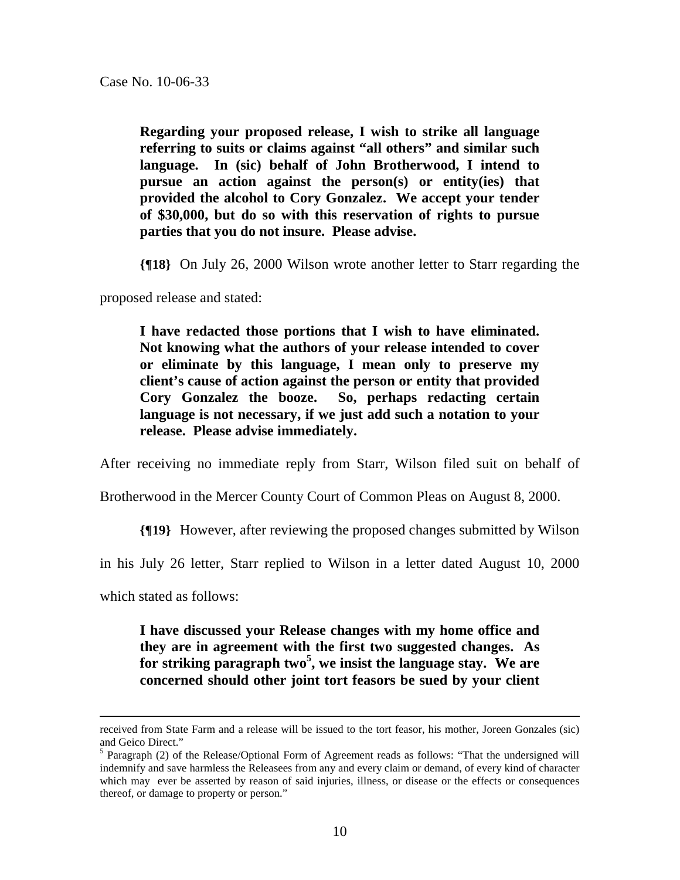**Regarding your proposed release, I wish to strike all language referring to suits or claims against "all others" and similar such language. In (sic) behalf of John Brotherwood, I intend to pursue an action against the person(s) or entity(ies) that provided the alcohol to Cory Gonzalez. We accept your tender of $30,000, but do so with this reservation of rights to pursue parties that you do not insure. Please advise.**

**{¶18}** On July 26, 2000 Wilson wrote another letter to Starr regarding the proposed release and stated:

**I have redacted those portions that I wish to have eliminated. Not knowing what the authors of your release intended to cover or eliminate by this language, I mean only to preserve my client's cause of action against the person or entity that provided Cory Gonzalez the booze. So, perhaps redacting certain language is not necessary, if we just add such a notation to your release. Please advise immediately.**

After receiving no immediate reply from Starr, Wilson filed suit on behalf of Brotherwood in the Mercer County Court of Common Pleas on August 8, 2000.

**{¶19}** However, after reviewing the proposed changes submitted by Wilson in his July 26 letter, Starr replied to Wilson in a letter dated August 10, 2000 which stated as follows:

**I have discussed your Release changes with my home office and they are in agreement with the first two suggested changes. As for striking paragraph two[5], we insist the language stay. We are concerned should other joint tort feasors be sued by your client**

---

received from State Farm and a release will be issued to the tort feasor, his mother, Joreen Gonzales (sic) and Geico Direct."

[5] Paragraph (2) of the Release/Optional Form of Agreement reads as follows: "That the undersigned will indemnify and save harmless the Releasees from any and every claim or demand, of every kind of character which may ever be asserted by reason of said injuries, illness, or disease or the effects or consequences thereof, or damage to property or person."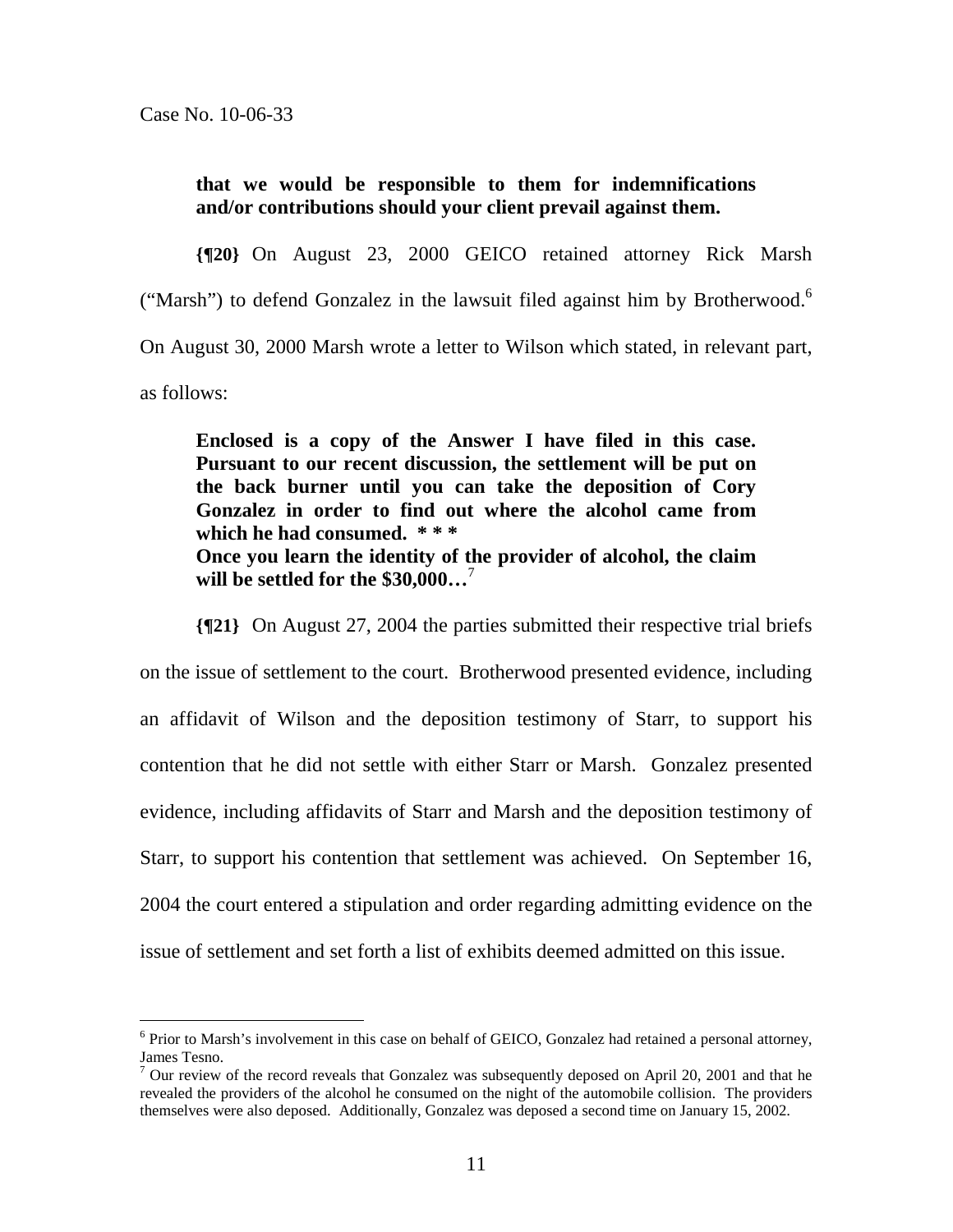**that we would be responsible to them for indemnifications and/or contributions should your client prevail against them.**

**{¶20}** On August 23, 2000 GEICO retained attorney Rick Marsh ("Marsh") to defend Gonzalez in the lawsuit filed against him by Brotherwood.[6] On August 30, 2000 Marsh wrote a letter to Wilson which stated, in relevant part, as follows:

> **Enclosed is a copy of the Answer I have filed in this case. Pursuant to our recent discussion, the settlement will be put on the back burner until you can take the deposition of Cory Gonzalez in order to find out where the alcohol came from which he had consumed. * * ***
> **Once you learn the identity of the provider of alcohol, the claim will be settled for the $30,000…**[7]

**{¶21}** On August 27, 2004 the parties submitted their respective trial briefs on the issue of settlement to the court. Brotherwood presented evidence, including an affidavit of Wilson and the deposition testimony of Starr, to support his contention that he did not settle with either Starr or Marsh. Gonzalez presented evidence, including affidavits of Starr and Marsh and the deposition testimony of Starr, to support his contention that settlement was achieved. On September 16, 2004 the court entered a stipulation and order regarding admitting evidence on the issue of settlement and set forth a list of exhibits deemed admitted on this issue.

---

[6] Prior to Marsh's involvement in this case on behalf of GEICO, Gonzalez had retained a personal attorney, James Tesno.

[7] Our review of the record reveals that Gonzalez was subsequently deposed on April 20, 2001 and that he revealed the providers of the alcohol he consumed on the night of the automobile collision. The providers themselves were also deposed. Additionally, Gonzalez was deposed a second time on January 15, 2002.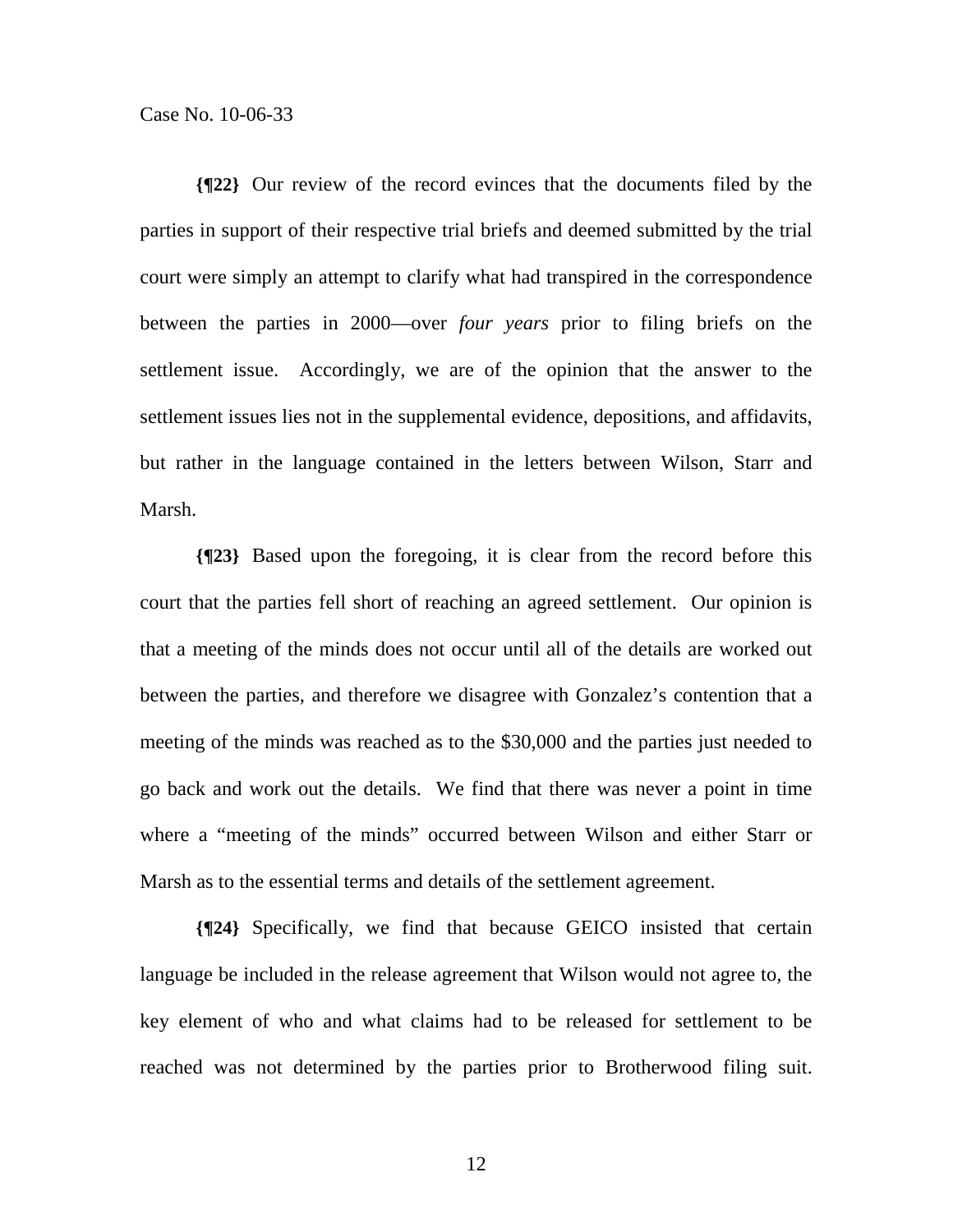**{¶22}** Our review of the record evinces that the documents filed by the parties in support of their respective trial briefs and deemed submitted by the trial court were simply an attempt to clarify what had transpired in the correspondence between the parties in 2000—over *four years* prior to filing briefs on the settlement issue. Accordingly, we are of the opinion that the answer to the settlement issues lies not in the supplemental evidence, depositions, and affidavits, but rather in the language contained in the letters between Wilson, Starr and Marsh.

**{¶23}** Based upon the foregoing, it is clear from the record before this court that the parties fell short of reaching an agreed settlement. Our opinion is that a meeting of the minds does not occur until all of the details are worked out between the parties, and therefore we disagree with Gonzalez's contention that a meeting of the minds was reached as to the $30,000 and the parties just needed to go back and work out the details. We find that there was never a point in time where a "meeting of the minds" occurred between Wilson and either Starr or Marsh as to the essential terms and details of the settlement agreement.

**{¶24}** Specifically, we find that because GEICO insisted that certain language be included in the release agreement that Wilson would not agree to, the key element of who and what claims had to be released for settlement to be reached was not determined by the parties prior to Brotherwood filing suit.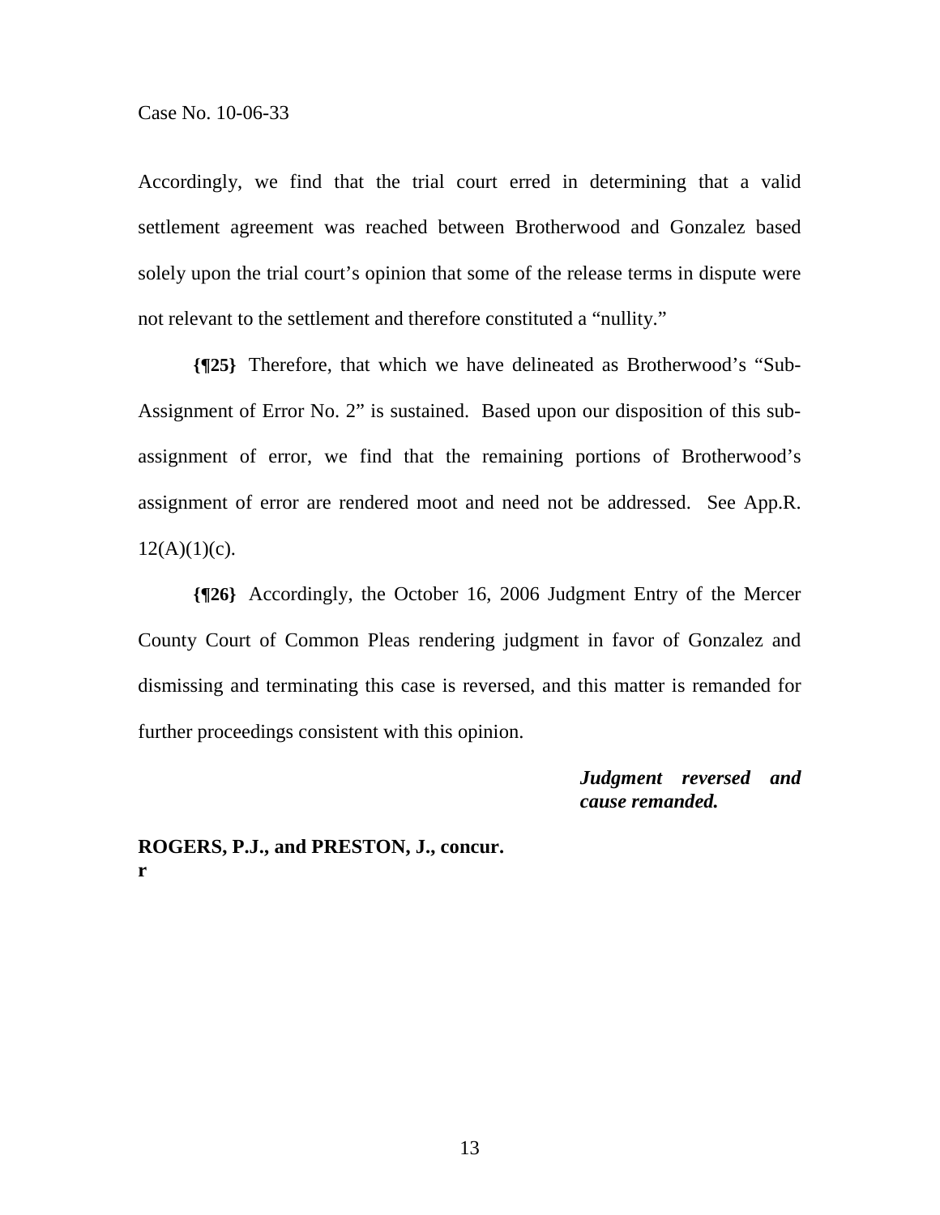Accordingly, we find that the trial court erred in determining that a valid settlement agreement was reached between Brotherwood and Gonzalez based solely upon the trial court's opinion that some of the release terms in dispute were not relevant to the settlement and therefore constituted a "nullity."

**{¶25}** Therefore, that which we have delineated as Brotherwood's "Sub-Assignment of Error No. 2" is sustained. Based upon our disposition of this sub-assignment of error, we find that the remaining portions of Brotherwood's assignment of error are rendered moot and need not be addressed. See App.R. 12(A)(1)(c).

**{¶26}** Accordingly, the October 16, 2006 Judgment Entry of the Mercer County Court of Common Pleas rendering judgment in favor of Gonzalez and dismissing and terminating this case is reversed, and this matter is remanded for further proceedings consistent with this opinion.

***Judgment reversed and cause remanded.***

**ROGERS, P.J., and PRESTON, J., concur.**
**r**